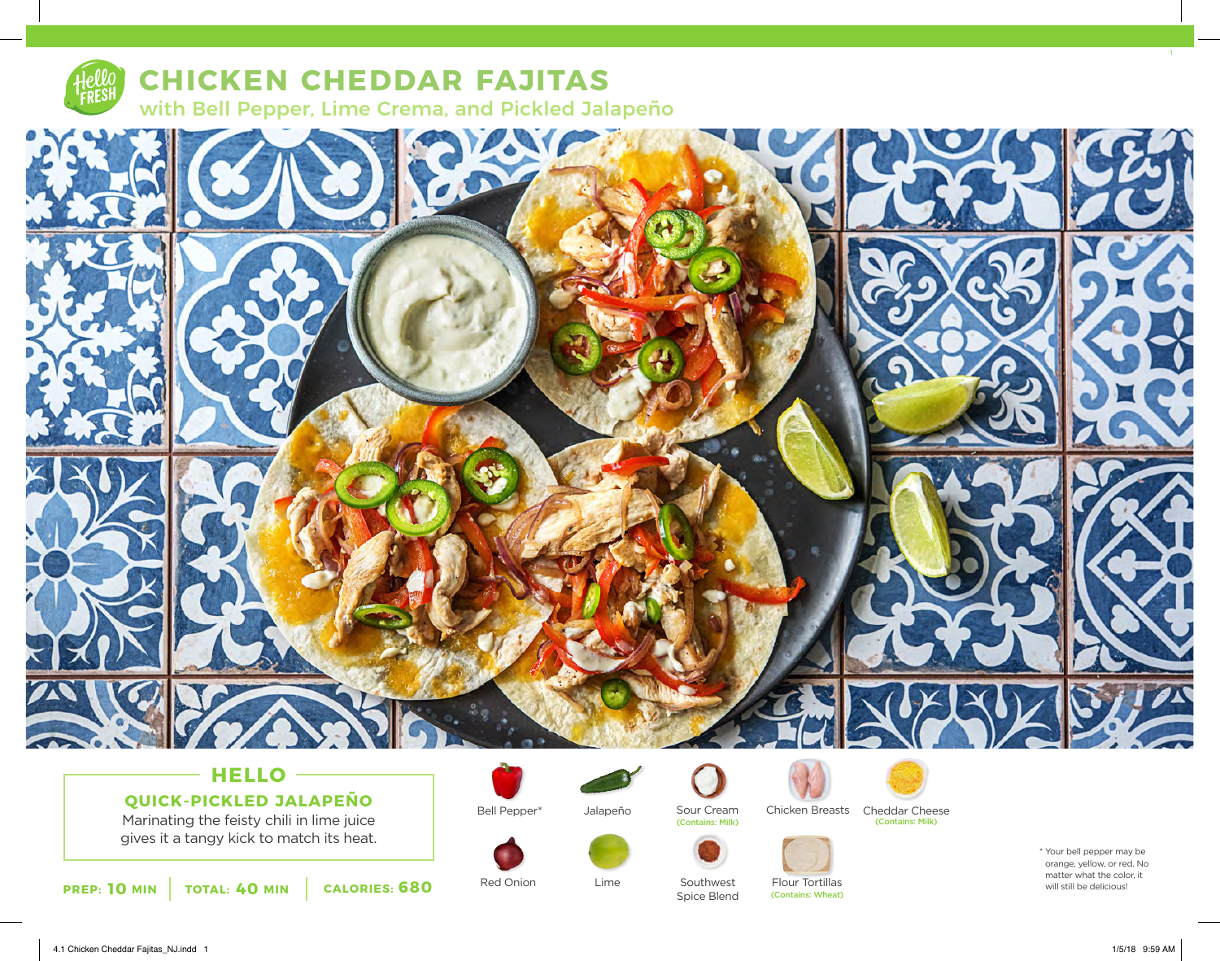# CHICKEN CHEDDAR FAJITAS

## with Bell Pepper, Lime Crema, and Pickled Jalapeño

### HELLO

**QUICK-PICKLED JALAPEÑO**

Marinating the feisty chili in lime juice gives it a tangy kick to match its heat.

**PREP: 10 MIN** | **TOTAL: 40 MIN** | **CALORIES: 680**

- Bell Pepper*
- Jalapeño
- Sour Cream (Contains: Milk)
- Chicken Breasts
- Cheddar Cheese (Contains: Milk)
- Red Onion
- Lime
- Southwest Spice Blend
- Flour Tortillas (Contains: Wheat)

* Your bell pepper may be orange, yellow, or red. No matter what the color, it will still be delicious!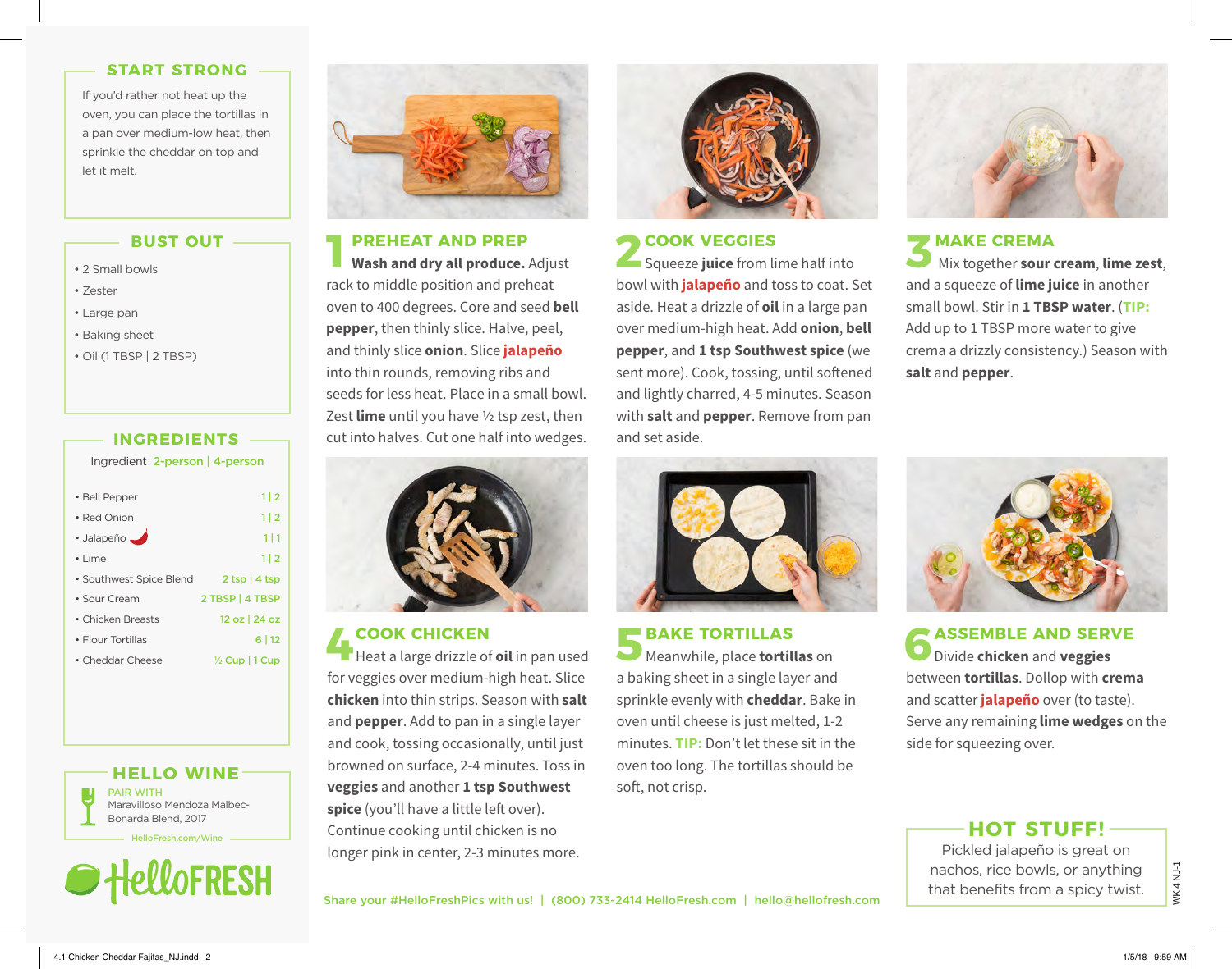## START STRONG

If you'd rather not heat up the oven, you can place the tortillas in a pan over medium-low heat, then sprinkle the cheddar on top and let it melt.

## BUST OUT

- 2 Small bowls
- Zester
- Large pan
- Baking sheet
- Oil (1 TBSP | 2 TBSP)

## INGREDIENTS

| Ingredient | 2-person \| 4-person |
|---|---|
| Bell Pepper | 1 \| 2 |
| Red Onion | 1 \| 2 |
| Jalapeño | 1 \| 1 |
| Lime | 1 \| 2 |
| Southwest Spice Blend | 2 tsp \| 4 tsp |
| Sour Cream | 2 TBSP \| 4 TBSP |
| Chicken Breasts | 12 oz \| 24 oz |
| Flour Tortillas | 6 \| 12 |
| Cheddar Cheese | ½ Cup \| 1 Cup |

## HELLO WINE

PAIR WITH
Maravilloso Mendoza Malbec-Bonarda Blend, 2017

HelloFresh.com/Wine

## 1 PREHEAT AND PREP

**Wash and dry all produce.** Adjust rack to middle position and preheat oven to 400 degrees. Core and seed **bell pepper**, then thinly slice. Halve, peel, and thinly slice **onion**. Slice **jalapeño** into thin rounds, removing ribs and seeds for less heat. Place in a small bowl. Zest **lime** until you have ½ tsp zest, then cut into halves. Cut one half into wedges.

## 2 COOK VEGGIES

Squeeze **juice** from lime half into bowl with **jalapeño** and toss to coat. Set aside. Heat a drizzle of **oil** in a large pan over medium-high heat. Add **onion**, **bell pepper**, and **1 tsp Southwest spice** (we sent more). Cook, tossing, until softened and lightly charred, 4-5 minutes. Season with **salt** and **pepper**. Remove from pan and set aside.

## 3 MAKE CREMA

Mix together **sour cream**, **lime zest**, and a squeeze of **lime juice** in another small bowl. Stir in **1 TBSP water**. (**TIP:** Add up to 1 TBSP more water to give crema a drizzly consistency.) Season with **salt** and **pepper**.

## 4 COOK CHICKEN

Heat a large drizzle of **oil** in pan used for veggies over medium-high heat. Slice **chicken** into thin strips. Season with **salt** and **pepper**. Add to pan in a single layer and cook, tossing occasionally, until just browned on surface, 2-4 minutes. Toss in **veggies** and another **1 tsp Southwest spice** (you'll have a little left over). Continue cooking until chicken is no longer pink in center, 2-3 minutes more.

## 5 BAKE TORTILLAS

Meanwhile, place **tortillas** on a baking sheet in a single layer and sprinkle evenly with **cheddar**. Bake in oven until cheese is just melted, 1-2 minutes. **TIP:** Don't let these sit in the oven too long. The tortillas should be soft, not crisp.

## 6 ASSEMBLE AND SERVE

Divide **chicken** and **veggies** between **tortillas**. Dollop with **crema** and scatter **jalapeño** over (to taste). Serve any remaining **lime wedges** on the side for squeezing over.

## HOT STUFF!

Pickled jalapeño is great on nachos, rice bowls, or anything that benefits from a spicy twist.

Share your #HelloFreshPics with us! | (800) 733-2414 HelloFresh.com | hello@hellofresh.com

WK 4 NJ-1